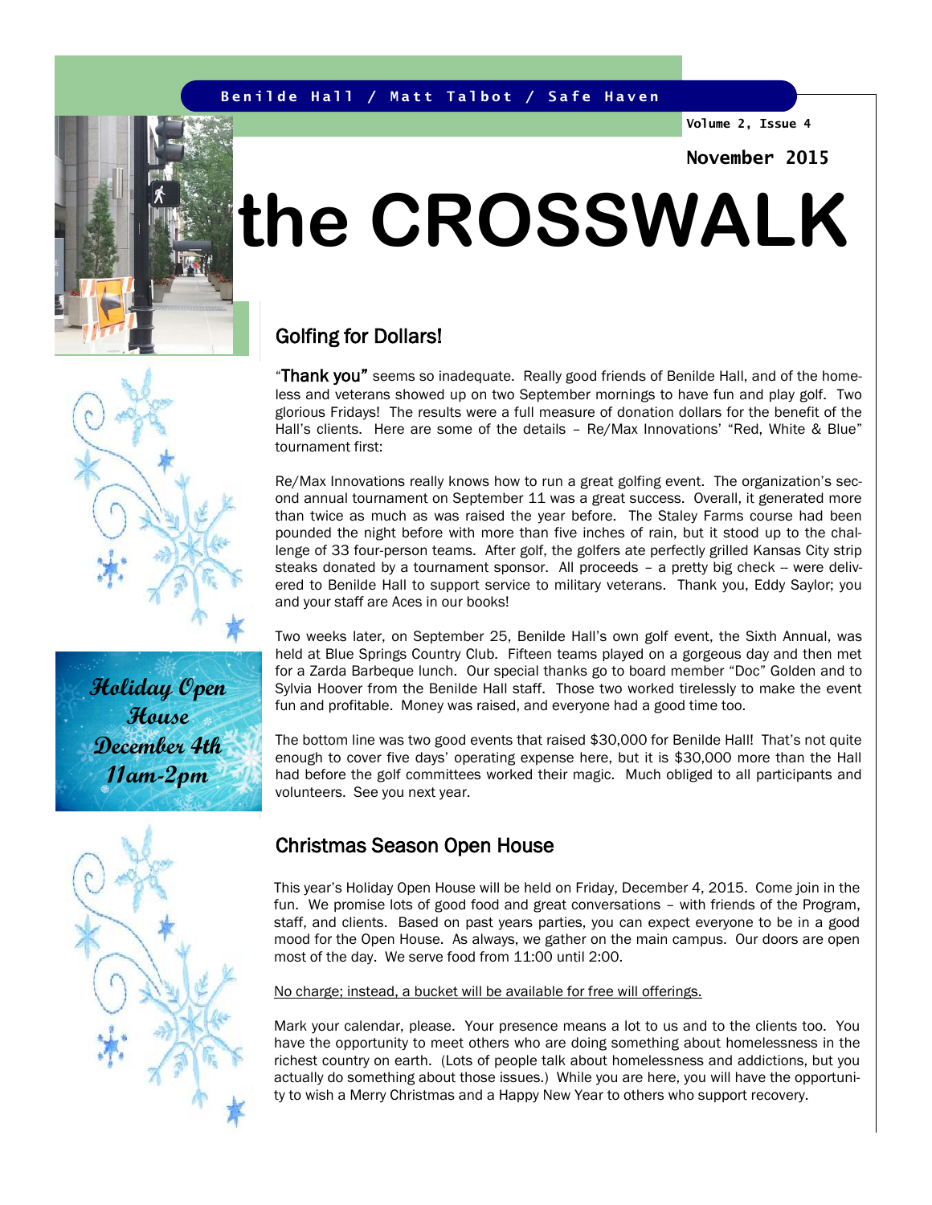Benilde Hall / Matt Talbot / Safe Haven

Volume 2, Issue 4

November 2015

# the CROSSWALK

**Holiday Open House December 4th 11am-2pm**

## Golfing for Dollars!

"**Thank you"** seems so inadequate. Really good friends of Benilde Hall, and of the homeless and veterans showed up on two September mornings to have fun and play golf. Two glorious Fridays! The results were a full measure of donation dollars for the benefit of the Hall's clients. Here are some of the details – Re/Max Innovations' "Red, White & Blue" tournament first:

Re/Max Innovations really knows how to run a great golfing event. The organization's second annual tournament on September 11 was a great success. Overall, it generated more than twice as much as was raised the year before. The Staley Farms course had been pounded the night before with more than five inches of rain, but it stood up to the challenge of 33 four-person teams. After golf, the golfers ate perfectly grilled Kansas City strip steaks donated by a tournament sponsor. All proceeds – a pretty big check -- were delivered to Benilde Hall to support service to military veterans. Thank you, Eddy Saylor; you and your staff are Aces in our books!

Two weeks later, on September 25, Benilde Hall's own golf event, the Sixth Annual, was held at Blue Springs Country Club. Fifteen teams played on a gorgeous day and then met for a Zarda Barbeque lunch. Our special thanks go to board member "Doc" Golden and to Sylvia Hoover from the Benilde Hall staff. Those two worked tirelessly to make the event fun and profitable. Money was raised, and everyone had a good time too.

The bottom line was two good events that raised $30,000 for Benilde Hall! That's not quite enough to cover five days' operating expense here, but it is $30,000 more than the Hall had before the golf committees worked their magic. Much obliged to all participants and volunteers. See you next year.

## Christmas Season Open House

This year's Holiday Open House will be held on Friday, December 4, 2015. Come join in the fun. We promise lots of good food and great conversations – with friends of the Program, staff, and clients. Based on past years parties, you can expect everyone to be in a good mood for the Open House. As always, we gather on the main campus. Our doors are open most of the day. We serve food from 11:00 until 2:00.

<u>No charge; instead, a bucket will be available for free will offerings.</u>

Mark your calendar, please. Your presence means a lot to us and to the clients too. You have the opportunity to meet others who are doing something about homelessness in the richest country on earth. (Lots of people talk about homelessness and addictions, but you actually do something about those issues.) While you are here, you will have the opportunity to wish a Merry Christmas and a Happy New Year to others who support recovery.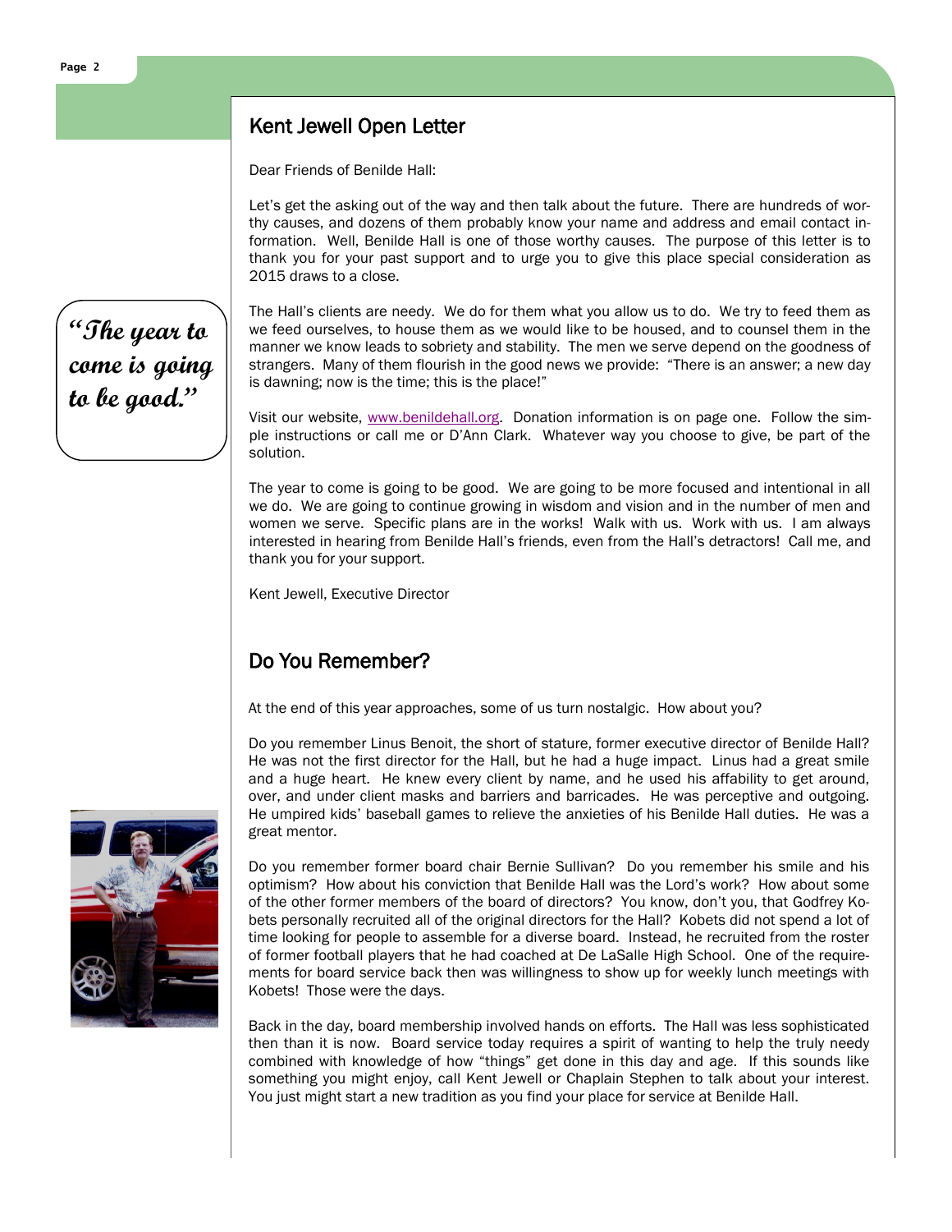## Kent Jewell Open Letter

Dear Friends of Benilde Hall:

Let's get the asking out of the way and then talk about the future. There are hundreds of worthy causes, and dozens of them probably know your name and address and email contact information. Well, Benilde Hall is one of those worthy causes. The purpose of this letter is to thank you for your past support and to urge you to give this place special consideration as 2015 draws to a close.

> **"The year to come is going to be good."**

The Hall's clients are needy. We do for them what you allow us to do. We try to feed them as we feed ourselves, to house them as we would like to be housed, and to counsel them in the manner we know leads to sobriety and stability. The men we serve depend on the goodness of strangers. Many of them flourish in the good news we provide: "There is an answer; a new day is dawning; now is the time; this is the place!"

Visit our website, www.benildehall.org. Donation information is on page one. Follow the simple instructions or call me or D'Ann Clark. Whatever way you choose to give, be part of the solution.

The year to come is going to be good. We are going to be more focused and intentional in all we do. We are going to continue growing in wisdom and vision and in the number of men and women we serve. Specific plans are in the works! Walk with us. Work with us. I am always interested in hearing from Benilde Hall's friends, even from the Hall's detractors! Call me, and thank you for your support.

Kent Jewell, Executive Director

## Do You Remember?

At the end of this year approaches, some of us turn nostalgic. How about you?

Do you remember Linus Benoit, the short of stature, former executive director of Benilde Hall? He was not the first director for the Hall, but he had a huge impact. Linus had a great smile and a huge heart. He knew every client by name, and he used his affability to get around, over, and under client masks and barriers and barricades. He was perceptive and outgoing. He umpired kids' baseball games to relieve the anxieties of his Benilde Hall duties. He was a great mentor.

Do you remember former board chair Bernie Sullivan? Do you remember his smile and his optimism? How about his conviction that Benilde Hall was the Lord's work? How about some of the other former members of the board of directors? You know, don't you, that Godfrey Kobets personally recruited all of the original directors for the Hall? Kobets did not spend a lot of time looking for people to assemble for a diverse board. Instead, he recruited from the roster of former football players that he had coached at De LaSalle High School. One of the requirements for board service back then was willingness to show up for weekly lunch meetings with Kobets! Those were the days.

Back in the day, board membership involved hands on efforts. The Hall was less sophisticated then than it is now. Board service today requires a spirit of wanting to help the truly needy combined with knowledge of how "things" get done in this day and age. If this sounds like something you might enjoy, call Kent Jewell or Chaplain Stephen to talk about your interest. You just might start a new tradition as you find your place for service at Benilde Hall.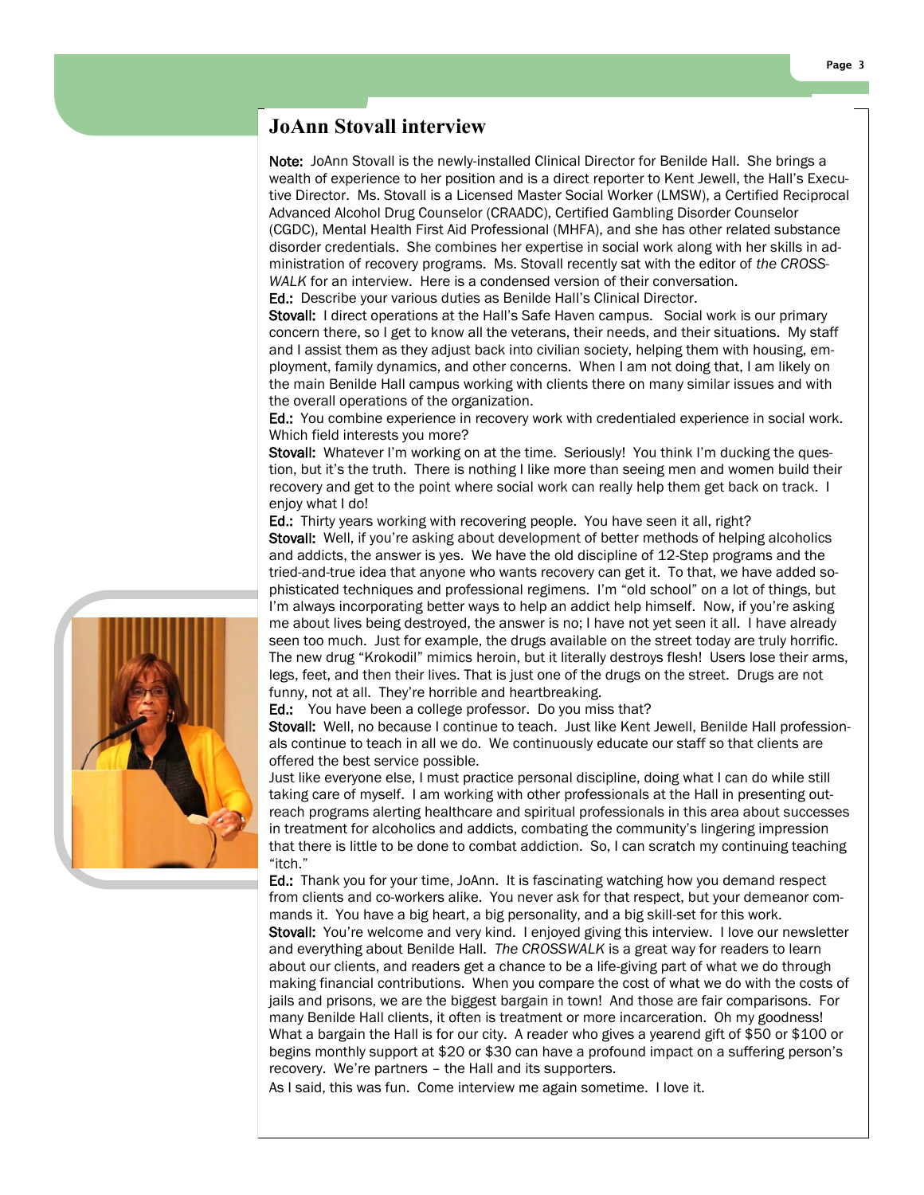# JoAnn Stovall interview

**Note:** JoAnn Stovall is the newly-installed Clinical Director for Benilde Hall. She brings a wealth of experience to her position and is a direct reporter to Kent Jewell, the Hall's Executive Director. Ms. Stovall is a Licensed Master Social Worker (LMSW), a Certified Reciprocal Advanced Alcohol Drug Counselor (CRAADC), Certified Gambling Disorder Counselor (CGDC), Mental Health First Aid Professional (MHFA), and she has other related substance disorder credentials. She combines her expertise in social work along with her skills in administration of recovery programs. Ms. Stovall recently sat with the editor of *the CROSSWALK* for an interview. Here is a condensed version of their conversation.

**Ed.:** Describe your various duties as Benilde Hall's Clinical Director.

**Stovall:** I direct operations at the Hall's Safe Haven campus. Social work is our primary concern there, so I get to know all the veterans, their needs, and their situations. My staff and I assist them as they adjust back into civilian society, helping them with housing, employment, family dynamics, and other concerns. When I am not doing that, I am likely on the main Benilde Hall campus working with clients there on many similar issues and with the overall operations of the organization.

**Ed.:** You combine experience in recovery work with credentialed experience in social work. Which field interests you more?

**Stovall:** Whatever I'm working on at the time. Seriously! You think I'm ducking the question, but it's the truth. There is nothing I like more than seeing men and women build their recovery and get to the point where social work can really help them get back on track. I enjoy what I do!

**Ed.:** Thirty years working with recovering people. You have seen it all, right?

**Stovall:** Well, if you're asking about development of better methods of helping alcoholics and addicts, the answer is yes. We have the old discipline of 12-Step programs and the tried-and-true idea that anyone who wants recovery can get it. To that, we have added sophisticated techniques and professional regimens. I'm "old school" on a lot of things, but I'm always incorporating better ways to help an addict help himself. Now, if you're asking me about lives being destroyed, the answer is no; I have not yet seen it all. I have already seen too much. Just for example, the drugs available on the street today are truly horrific. The new drug "Krokodil" mimics heroin, but it literally destroys flesh! Users lose their arms, legs, feet, and then their lives. That is just one of the drugs on the street. Drugs are not funny, not at all. They're horrible and heartbreaking.

**Ed.:** You have been a college professor. Do you miss that?

**Stovall:** Well, no because I continue to teach. Just like Kent Jewell, Benilde Hall professionals continue to teach in all we do. We continuously educate our staff so that clients are offered the best service possible.

Just like everyone else, I must practice personal discipline, doing what I can do while still taking care of myself. I am working with other professionals at the Hall in presenting outreach programs alerting healthcare and spiritual professionals in this area about successes in treatment for alcoholics and addicts, combating the community's lingering impression that there is little to be done to combat addiction. So, I can scratch my continuing teaching "itch."

**Ed.:** Thank you for your time, JoAnn. It is fascinating watching how you demand respect from clients and co-workers alike. You never ask for that respect, but your demeanor commands it. You have a big heart, a big personality, and a big skill-set for this work.

**Stovall:** You're welcome and very kind. I enjoyed giving this interview. I love our newsletter and everything about Benilde Hall. *The CROSSWALK* is a great way for readers to learn about our clients, and readers get a chance to be a life-giving part of what we do through making financial contributions. When you compare the cost of what we do with the costs of jails and prisons, we are the biggest bargain in town! And those are fair comparisons. For many Benilde Hall clients, it often is treatment or more incarceration. Oh my goodness! What a bargain the Hall is for our city. A reader who gives a yearend gift of $50 or $100 or begins monthly support at $20 or $30 can have a profound impact on a suffering person's recovery. We're partners – the Hall and its supporters.

As I said, this was fun. Come interview me again sometime. I love it.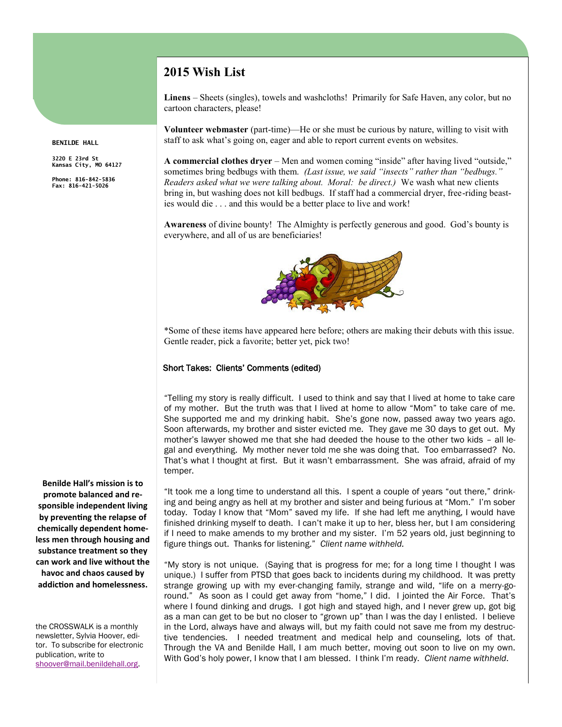## 2015 Wish List

**Linens** – Sheets (singles), towels and washcloths! Primarily for Safe Haven, any color, but no cartoon characters, please!

**Volunteer webmaster** (part-time)—He or she must be curious by nature, willing to visit with staff to ask what's going on, eager and able to report current events on websites.

**A commercial clothes dryer** – Men and women coming "inside" after having lived "outside," sometimes bring bedbugs with them. *(Last issue, we said "insects" rather than "bedbugs." Readers asked what we were talking about. Moral: be direct.)* We wash what new clients bring in, but washing does not kill bedbugs. If staff had a commercial dryer, free-riding beasties would die . . . and this would be a better place to live and work!

**Awareness** of divine bounty! The Almighty is perfectly generous and good. God's bounty is everywhere, and all of us are beneficiaries!

*Some of these items have appeared here before; others are making their debuts with this issue. Gentle reader, pick a favorite; better yet, pick two!

### Short Takes: Clients' Comments (edited)

"Telling my story is really difficult. I used to think and say that I lived at home to take care of my mother. But the truth was that I lived at home to allow "Mom" to take care of me. She supported me and my drinking habit. She's gone now, passed away two years ago. Soon afterwards, my brother and sister evicted me. They gave me 30 days to get out. My mother's lawyer showed me that she had deeded the house to the other two kids – all legal and everything. My mother never told me she was doing that. Too embarrassed? No. That's what I thought at first. But it wasn't embarrassment. She was afraid, afraid of my temper.

"It took me a long time to understand all this. I spent a couple of years "out there," drinking and being angry as hell at my brother and sister and being furious at "Mom." I'm sober today. Today I know that "Mom" saved my life. If she had left me anything, I would have finished drinking myself to death. I can't make it up to her, bless her, but I am considering if I need to make amends to my brother and my sister. I'm 52 years old, just beginning to figure things out. Thanks for listening." *Client name withheld.*

"My story is not unique. (Saying that is progress for me; for a long time I thought I was unique.) I suffer from PTSD that goes back to incidents during my childhood. It was pretty strange growing up with my ever-changing family, strange and wild, "life on a merry-go-round." As soon as I could get away from "home," I did. I jointed the Air Force. That's where I found dinking and drugs. I got high and stayed high, and I never grew up, got big as a man can get to be but no closer to "grown up" than I was the day I enlisted. I believe in the Lord, always have and always will, but my faith could not save me from my destructive tendencies. I needed treatment and medical help and counseling, lots of that. Through the VA and Benilde Hall, I am much better, moving out soon to live on my own. With God's holy power, I know that I am blessed. I think I'm ready. *Client name withheld*.

**BENILDE HALL**

3220 E 23rd St
Kansas City, MO 64127

Phone: 816-842-5836
Fax: 816-421-5026

**Benilde Hall's mission is to promote balanced and responsible independent living by preventing the relapse of chemically dependent homeless men through housing and substance treatment so they can work and live without the havoc and chaos caused by addiction and homelessness.**

the CROSSWALK is a monthly newsletter, Sylvia Hoover, editor. To subscribe for electronic publication, write to shoover@mail.benildehall.org.